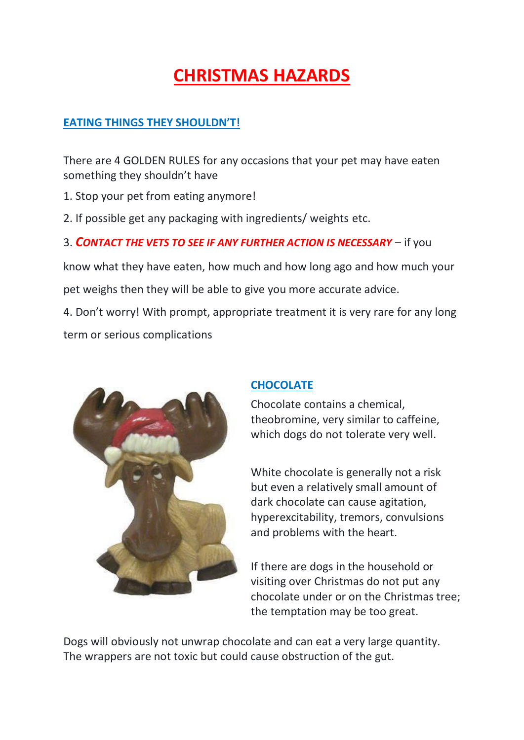# CHRISTMAS HAZARDS

## EATING THINGS THEY SHOULDN'T!

There are 4 GOLDEN RULES for any occasions that your pet may have eaten something they shouldn't have

1. Stop your pet from eating anymore!
2. If possible get any packaging with ingredients/ weights etc.
3. ***CONTACT THE VETS TO SEE IF ANY FURTHER ACTION IS NECESSARY*** – if you know what they have eaten, how much and how long ago and how much your pet weighs then they will be able to give you more accurate advice.
4. Don't worry! With prompt, appropriate treatment it is very rare for any long term or serious complications

## CHOCOLATE

Chocolate contains a chemical, theobromine, very similar to caffeine, which dogs do not tolerate very well.

White chocolate is generally not a risk but even a relatively small amount of dark chocolate can cause agitation, hyperexcitability, tremors, convulsions and problems with the heart.

If there are dogs in the household or visiting over Christmas do not put any chocolate under or on the Christmas tree; the temptation may be too great.

Dogs will obviously not unwrap chocolate and can eat a very large quantity. The wrappers are not toxic but could cause obstruction of the gut.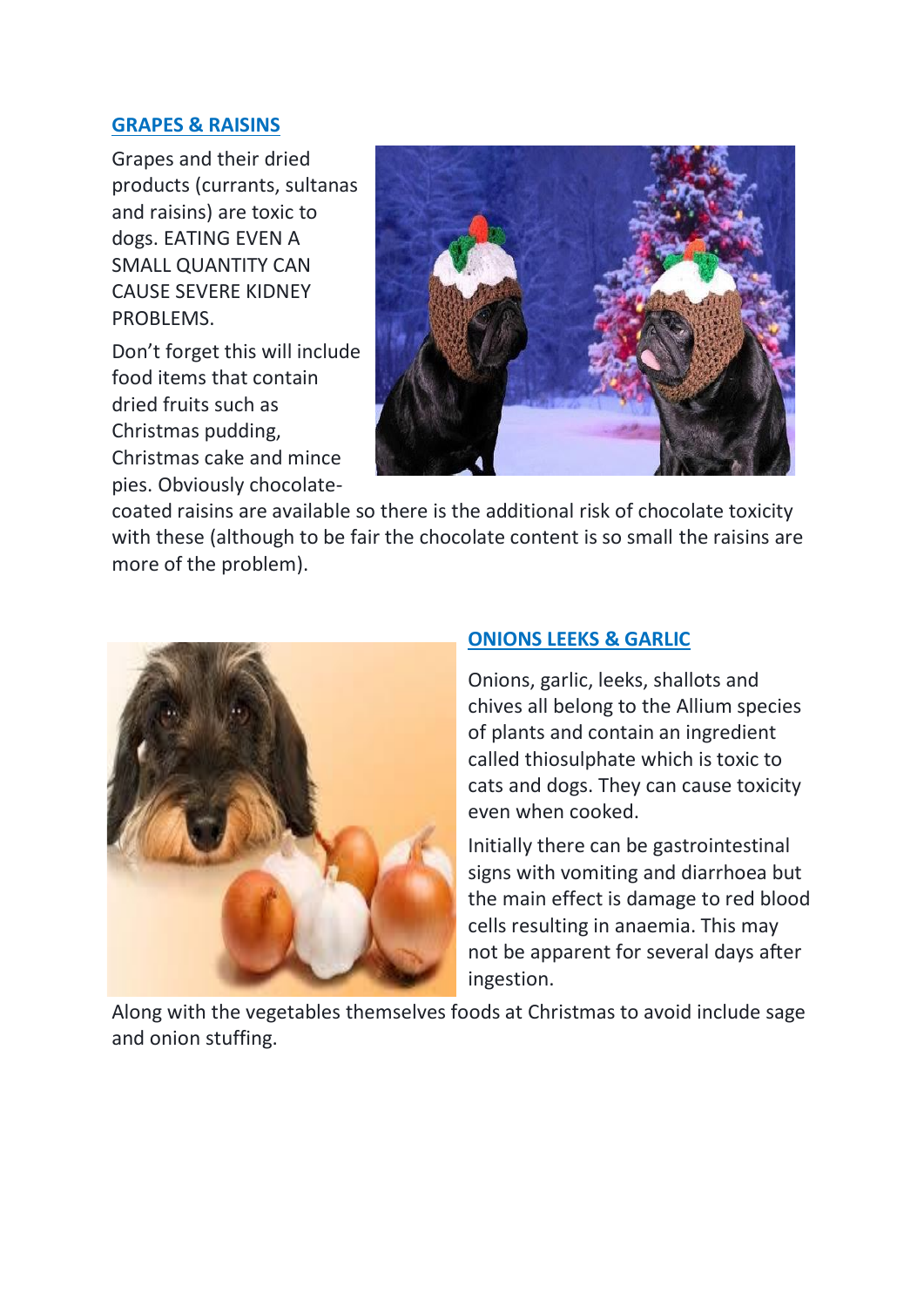## GRAPES & RAISINS

Grapes and their dried products (currants, sultanas and raisins) are toxic to dogs. EATING EVEN A SMALL QUANTITY CAN CAUSE SEVERE KIDNEY PROBLEMS.

Don't forget this will include food items that contain dried fruits such as Christmas pudding, Christmas cake and mince pies. Obviously chocolate-coated raisins are available so there is the additional risk of chocolate toxicity with these (although to be fair the chocolate content is so small the raisins are more of the problem).

## ONIONS LEEKS & GARLIC

Onions, garlic, leeks, shallots and chives all belong to the Allium species of plants and contain an ingredient called thiosulphate which is toxic to cats and dogs. They can cause toxicity even when cooked.

Initially there can be gastrointestinal signs with vomiting and diarrhoea but the main effect is damage to red blood cells resulting in anaemia. This may not be apparent for several days after ingestion.

Along with the vegetables themselves foods at Christmas to avoid include sage and onion stuffing.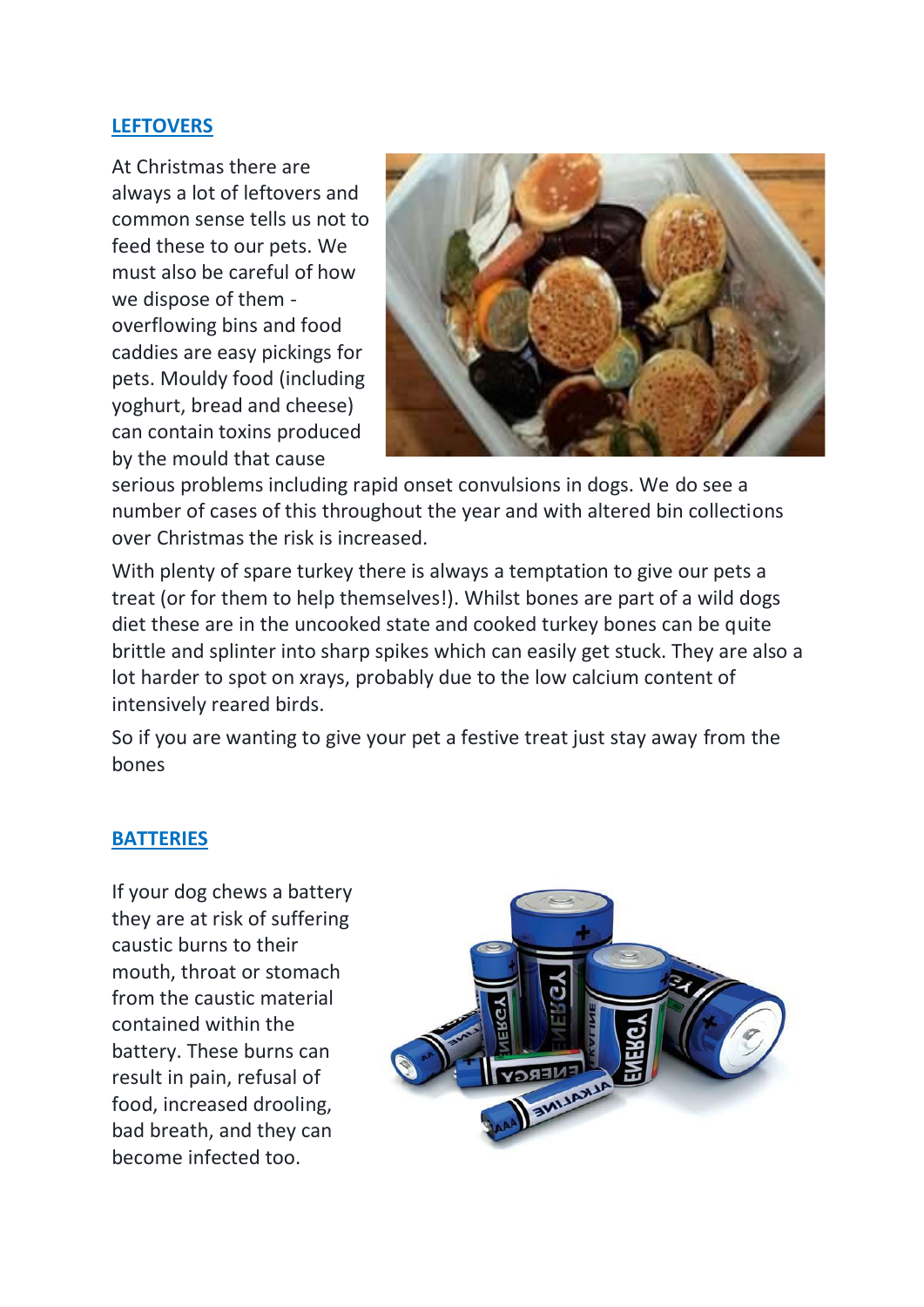## LEFTOVERS

At Christmas there are always a lot of leftovers and common sense tells us not to feed these to our pets. We must also be careful of how we dispose of them - overflowing bins and food caddies are easy pickings for pets. Mouldy food (including yoghurt, bread and cheese) can contain toxins produced by the mould that cause serious problems including rapid onset convulsions in dogs. We do see a number of cases of this throughout the year and with altered bin collections over Christmas the risk is increased.

With plenty of spare turkey there is always a temptation to give our pets a treat (or for them to help themselves!). Whilst bones are part of a wild dogs diet these are in the uncooked state and cooked turkey bones can be quite brittle and splinter into sharp spikes which can easily get stuck. They are also a lot harder to spot on xrays, probably due to the low calcium content of intensively reared birds.

So if you are wanting to give your pet a festive treat just stay away from the bones

## BATTERIES

If your dog chews a battery they are at risk of suffering caustic burns to their mouth, throat or stomach from the caustic material contained within the battery. These burns can result in pain, refusal of food, increased drooling, bad breath, and they can become infected too.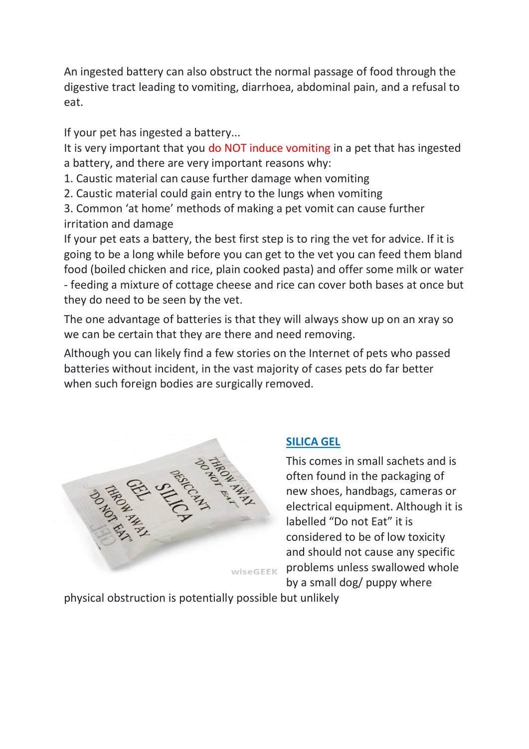An ingested battery can also obstruct the normal passage of food through the digestive tract leading to vomiting, diarrhoea, abdominal pain, and a refusal to eat.

If your pet has ingested a battery...

It is very important that you do NOT induce vomiting in a pet that has ingested a battery, and there are very important reasons why:

1. Caustic material can cause further damage when vomiting
2. Caustic material could gain entry to the lungs when vomiting
3. Common 'at home' methods of making a pet vomit can cause further irritation and damage

If your pet eats a battery, the best first step is to ring the vet for advice. If it is going to be a long while before you can get to the vet you can feed them bland food (boiled chicken and rice, plain cooked pasta) and offer some milk or water - feeding a mixture of cottage cheese and rice can cover both bases at once but they do need to be seen by the vet.

The one advantage of batteries is that they will always show up on an xray so we can be certain that they are there and need removing.

Although you can likely find a few stories on the Internet of pets who passed batteries without incident, in the vast majority of cases pets do far better when such foreign bodies are surgically removed.

## SILICA GEL

This comes in small sachets and is often found in the packaging of new shoes, handbags, cameras or electrical equipment. Although it is labelled "Do not Eat" it is considered to be of low toxicity and should not cause any specific problems unless swallowed whole by a small dog/ puppy where physical obstruction is potentially possible but unlikely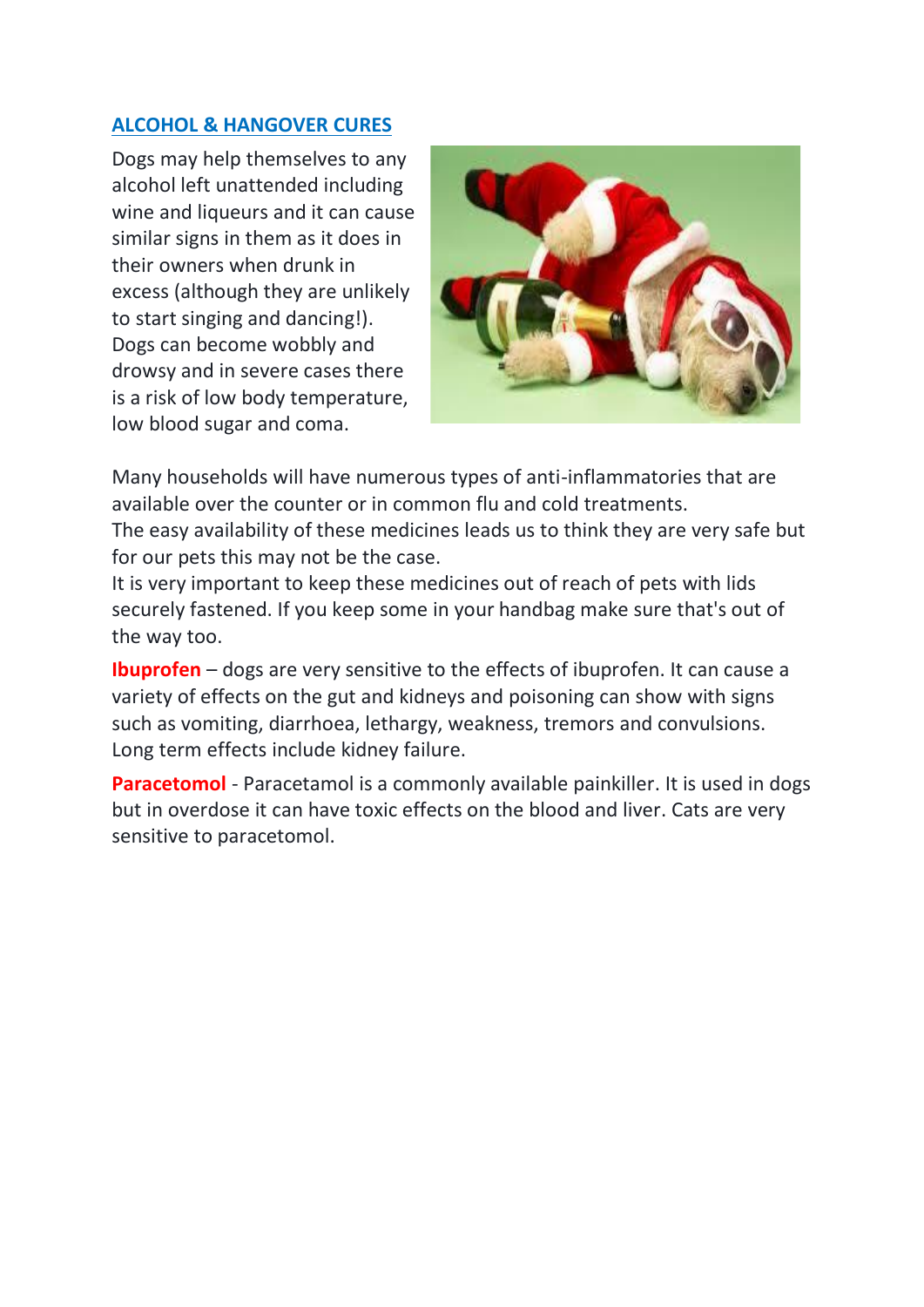## ALCOHOL & HANGOVER CURES

Dogs may help themselves to any alcohol left unattended including wine and liqueurs and it can cause similar signs in them as it does in their owners when drunk in excess (although they are unlikely to start singing and dancing!). Dogs can become wobbly and drowsy and in severe cases there is a risk of low body temperature, low blood sugar and coma.

Many households will have numerous types of anti-inflammatories that are available over the counter or in common flu and cold treatments.
The easy availability of these medicines leads us to think they are very safe but for our pets this may not be the case.
It is very important to keep these medicines out of reach of pets with lids securely fastened. If you keep some in your handbag make sure that's out of the way too.

**Ibuprofen** – dogs are very sensitive to the effects of ibuprofen. It can cause a variety of effects on the gut and kidneys and poisoning can show with signs such as vomiting, diarrhoea, lethargy, weakness, tremors and convulsions. Long term effects include kidney failure.

**Paracetomol** - Paracetamol is a commonly available painkiller. It is used in dogs but in overdose it can have toxic effects on the blood and liver. Cats are very sensitive to paracetomol.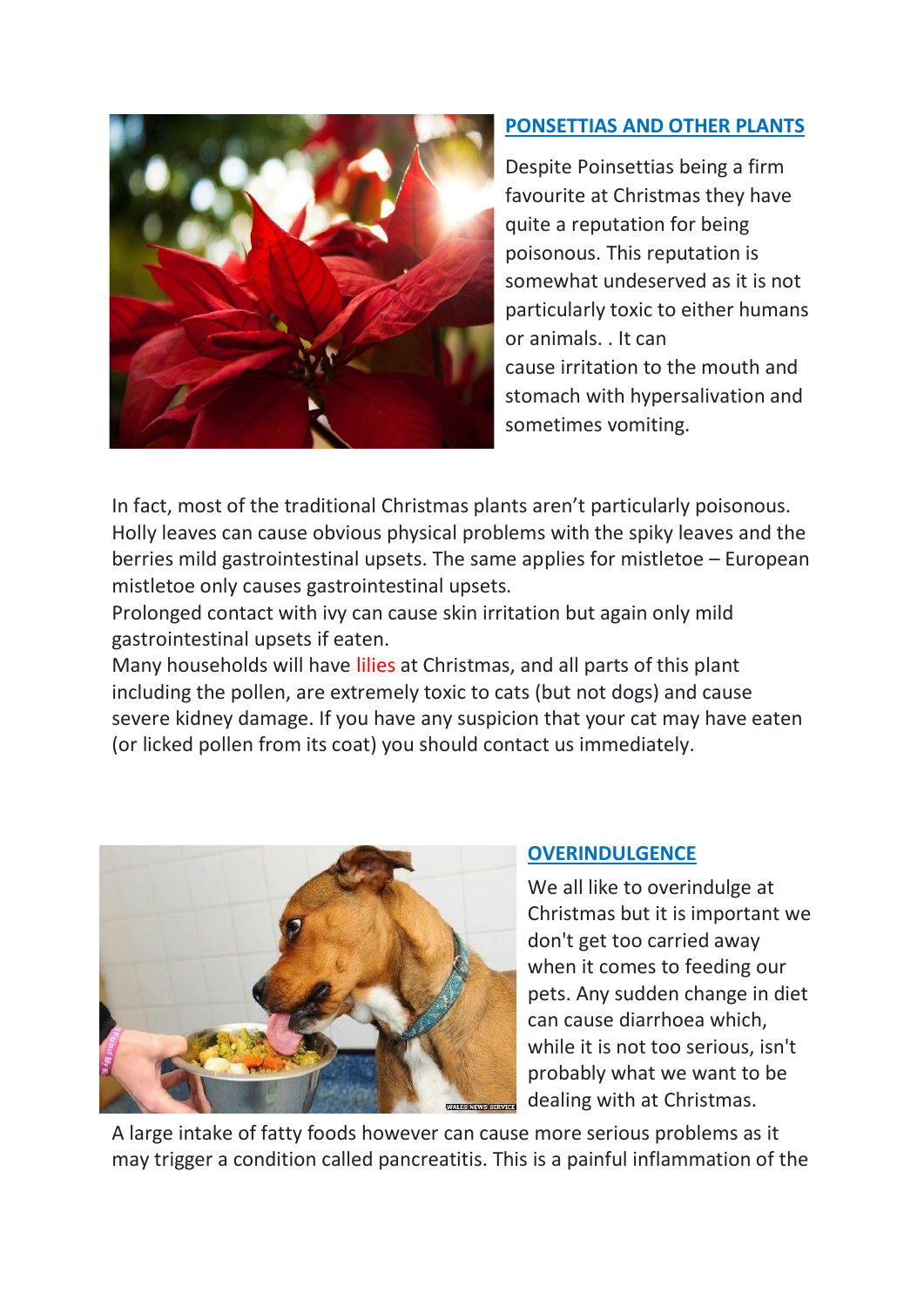## PONSETTIAS AND OTHER PLANTS

Despite Poinsettias being a firm favourite at Christmas they have quite a reputation for being poisonous. This reputation is somewhat undeserved as it is not particularly toxic to either humans or animals. . It can cause irritation to the mouth and stomach with hypersalivation and sometimes vomiting.

In fact, most of the traditional Christmas plants aren't particularly poisonous. Holly leaves can cause obvious physical problems with the spiky leaves and the berries mild gastrointestinal upsets. The same applies for mistletoe – European mistletoe only causes gastrointestinal upsets.

Prolonged contact with ivy can cause skin irritation but again only mild gastrointestinal upsets if eaten.

Many households will have lilies at Christmas, and all parts of this plant including the pollen, are extremely toxic to cats (but not dogs) and cause severe kidney damage. If you have any suspicion that your cat may have eaten (or licked pollen from its coat) you should contact us immediately.

## OVERINDULGENCE

We all like to overindulge at Christmas but it is important we don't get too carried away when it comes to feeding our pets. Any sudden change in diet can cause diarrhoea which, while it is not too serious, isn't probably what we want to be dealing with at Christmas.

A large intake of fatty foods however can cause more serious problems as it may trigger a condition called pancreatitis. This is a painful inflammation of the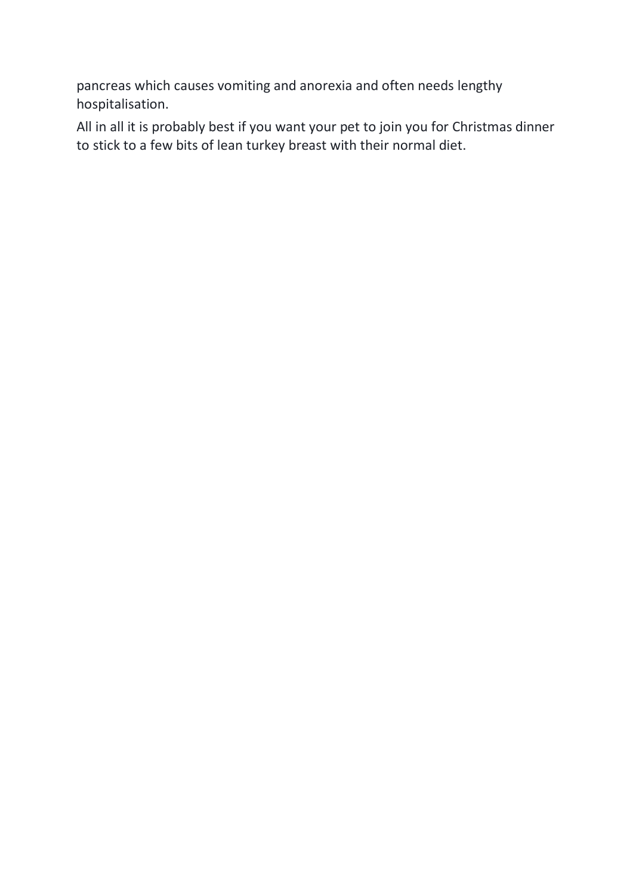pancreas which causes vomiting and anorexia and often needs lengthy hospitalisation.

All in all it is probably best if you want your pet to join you for Christmas dinner to stick to a few bits of lean turkey breast with their normal diet.